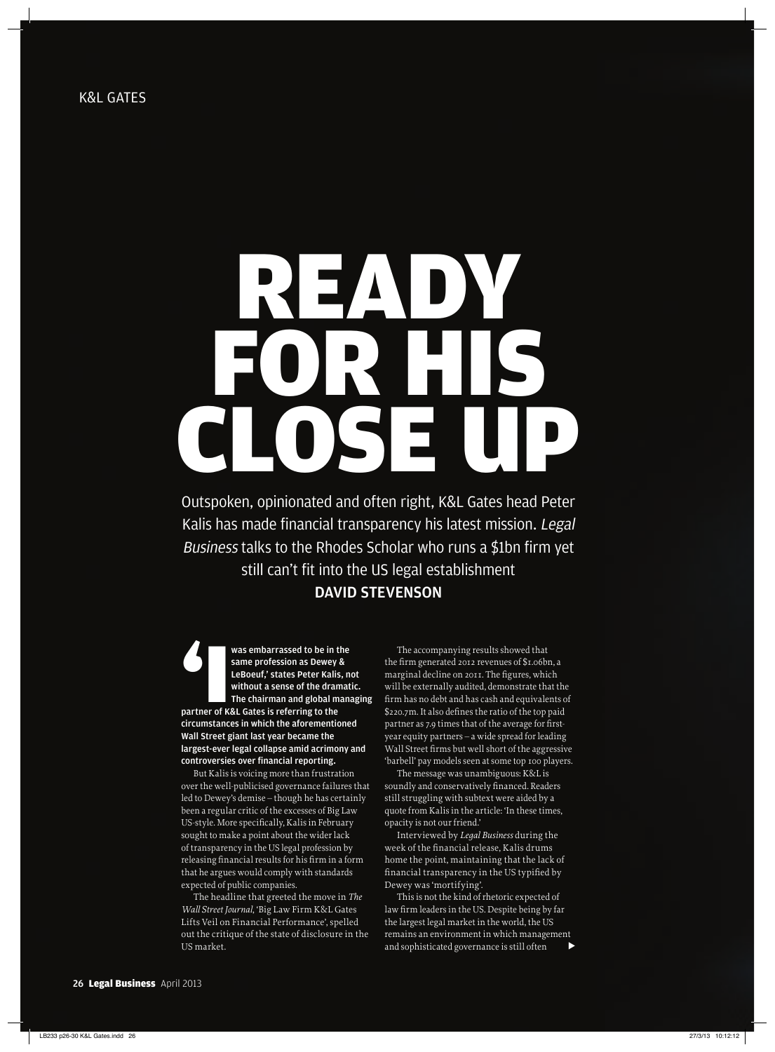# READY FOR HIS CLOSE UP

Outspoken, opinionated and often right, K&L Gates head Peter Kalis has made financial transparency his latest mission. *Legal Business* talks to the Rhodes Scholar who runs a $1bn firm yet still can't fit into the US legal establishment

**DAVID STEVENSON**

**'I was embarrassed to be in the same profession as Dewey & LeBoeuf,' states Peter Kalis, not without a sense of the dramatic. The chairman and global managing partner of K&L Gates is referring to the circumstances in which the aforementioned Wall Street giant last year became the largest-ever legal collapse amid acrimony and controversies over financial reporting.**

But Kalis is voicing more than frustration over the well-publicised governance failures that led to Dewey's demise – though he has certainly been a regular critic of the excesses of Big Law US-style. More specifically, Kalis in February sought to make a point about the wider lack of transparency in the US legal profession by releasing financial results for his firm in a form that he argues would comply with standards expected of public companies.

The headline that greeted the move in *The Wall Street Journal*, 'Big Law Firm K&L Gates Lifts Veil on Financial Performance', spelled out the critique of the state of disclosure in the US market.

The accompanying results showed that the firm generated 2012 revenues of $1.06bn, a marginal decline on 2011. The figures, which will be externally audited, demonstrate that the firm has no debt and has cash and equivalents of $220.7m. It also defines the ratio of the top paid partner as 7.9 times that of the average for first-year equity partners – a wide spread for leading Wall Street firms but well short of the aggressive 'barbell' pay models seen at some top 100 players.

The message was unambiguous: K&L is soundly and conservatively financed. Readers still struggling with subtext were aided by a quote from Kalis in the article: 'In these times, opacity is not our friend.'

Interviewed by *Legal Business* during the week of the financial release, Kalis drums home the point, maintaining that the lack of financial transparency in the US typified by Dewey was 'mortifying'.

This is not the kind of rhetoric expected of law firm leaders in the US. Despite being by far the largest legal market in the world, the US remains an environment in which management and sophisticated governance is still often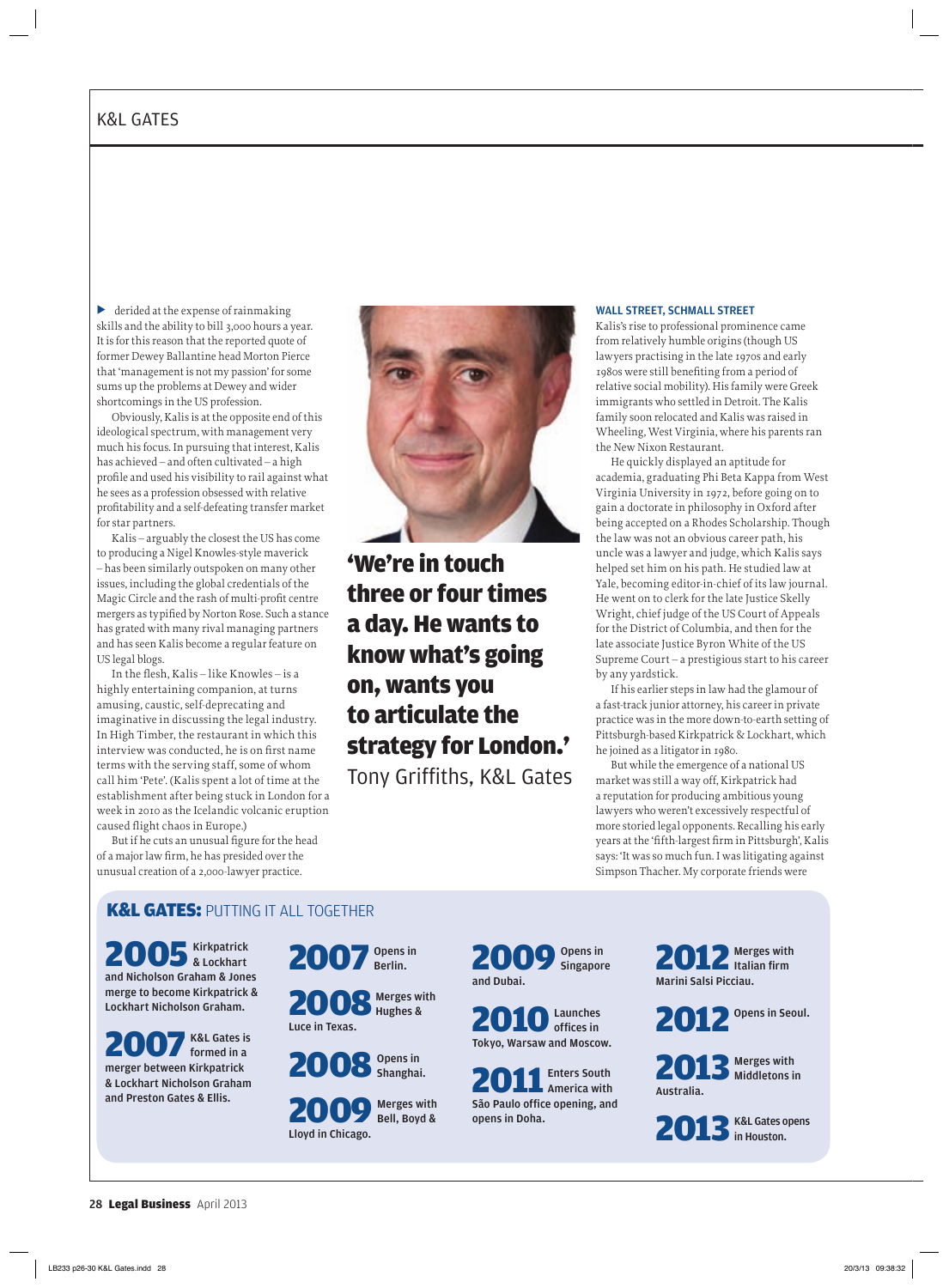derided at the expense of rainmaking skills and the ability to bill 3,000 hours a year. It is for this reason that the reported quote of former Dewey Ballantine head Morton Pierce that 'management is not my passion' for some sums up the problems at Dewey and wider shortcomings in the US profession.

Obviously, Kalis is at the opposite end of this ideological spectrum, with management very much his focus. In pursuing that interest, Kalis has achieved – and often cultivated – a high profile and used his visibility to rail against what he sees as a profession obsessed with relative profitability and a self-defeating transfer market for star partners.

Kalis – arguably the closest the US has come to producing a Nigel Knowles-style maverick – has been similarly outspoken on many other issues, including the global credentials of the Magic Circle and the rash of multi-profit centre mergers as typified by Norton Rose. Such a stance has grated with many rival managing partners and has seen Kalis become a regular feature on US legal blogs.

In the flesh, Kalis – like Knowles – is a highly entertaining companion, at turns amusing, caustic, self-deprecating and imaginative in discussing the legal industry. In High Timber, the restaurant in which this interview was conducted, he is on first name terms with the serving staff, some of whom call him 'Pete'. (Kalis spent a lot of time at the establishment after being stuck in London for a week in 2010 as the Icelandic volcanic eruption caused flight chaos in Europe.)

But if he cuts an unusual figure for the head of a major law firm, he has presided over the unusual creation of a 2,000-lawyer practice.

**'We're in touch three or four times a day. He wants to know what's going on, wants you to articulate the strategy for London.'**
Tony Griffiths, K&L Gates

### WALL STREET, SCHMALL STREET

Kalis's rise to professional prominence came from relatively humble origins (though US lawyers practising in the late 1970s and early 1980s were still benefiting from a period of relative social mobility). His family were Greek immigrants who settled in Detroit. The Kalis family soon relocated and Kalis was raised in Wheeling, West Virginia, where his parents ran the New Nixon Restaurant.

He quickly displayed an aptitude for academia, graduating Phi Beta Kappa from West Virginia University in 1972, before going on to gain a doctorate in philosophy in Oxford after being accepted on a Rhodes Scholarship. Though the law was not an obvious career path, his uncle was a lawyer and judge, which Kalis says helped set him on his path. He studied law at Yale, becoming editor-in-chief of its law journal. He went on to clerk for the late Justice Skelly Wright, chief judge of the US Court of Appeals for the District of Columbia, and then for the late associate Justice Byron White of the US Supreme Court – a prestigious start to his career by any yardstick.

If his earlier steps in law had the glamour of a fast-track junior attorney, his career in private practice was in the more down-to-earth setting of Pittsburgh-based Kirkpatrick & Lockhart, which he joined as a litigator in 1980.

But while the emergence of a national US market was still a way off, Kirkpatrick had a reputation for producing ambitious young lawyers who weren't excessively respectful of more storied legal opponents. Recalling his early years at the 'fifth-largest firm in Pittsburgh', Kalis says: 'It was so much fun. I was litigating against Simpson Thacher. My corporate friends were

## K&L GATES: PUTTING IT ALL TOGETHER

- **2005** Kirkpatrick & Lockhart and Nicholson Graham & Jones merge to become Kirkpatrick & Lockhart Nicholson Graham.
- **2007** K&L Gates is formed in a merger between Kirkpatrick & Lockhart Nicholson Graham and Preston Gates & Ellis.
- **2007** Opens in Berlin.
- **2008** Merges with Hughes & Luce in Texas.
- **2008** Opens in Shanghai.
- **2009** Merges with Bell, Boyd & Lloyd in Chicago.
- **2009** Opens in Singapore and Dubai.
- **2010** Launches offices in Tokyo, Warsaw and Moscow.
- **2011** Enters South America with São Paulo office opening, and opens in Doha.
- **2012** Merges with Italian firm Marini Salsi Picciau.
- **2012** Opens in Seoul.
- **2013** Merges with Middletons in Australia.
- **2013** K&L Gates opens in Houston.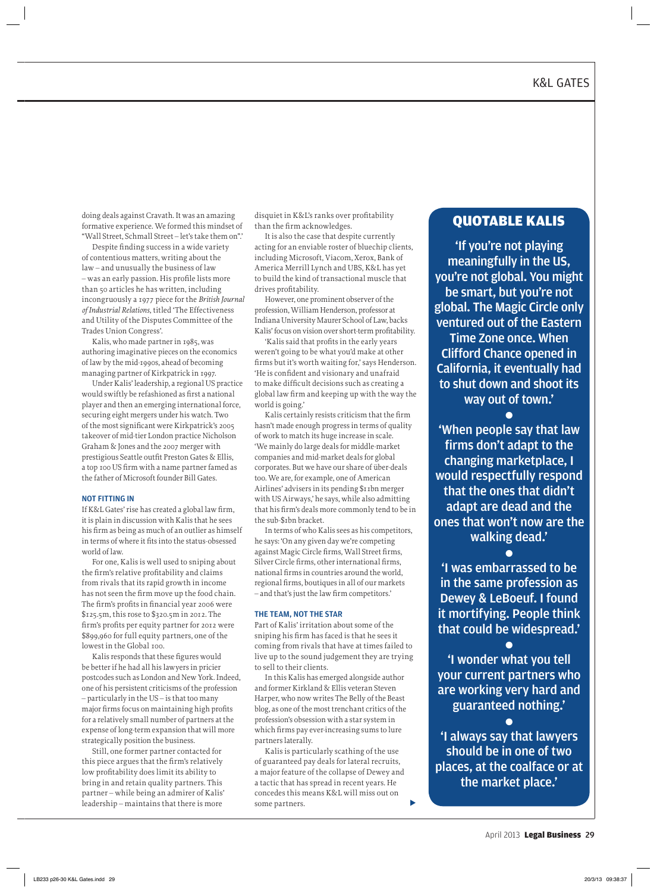doing deals against Cravath. It was an amazing formative experience. We formed this mindset of "Wall Street, Schmall Street – let's take them on".'

Despite finding success in a wide variety of contentious matters, writing about the law – and unusually the business of law – was an early passion. His profile lists more than 50 articles he has written, including incongruously a 1977 piece for the *British Journal of Industrial Relations*, titled 'The Effectiveness and Utility of the Disputes Committee of the Trades Union Congress'.

Kalis, who made partner in 1985, was authoring imaginative pieces on the economics of law by the mid-1990s, ahead of becoming managing partner of Kirkpatrick in 1997.

Under Kalis' leadership, a regional US practice would swiftly be refashioned as first a national player and then an emerging international force, securing eight mergers under his watch. Two of the most significant were Kirkpatrick's 2005 takeover of mid-tier London practice Nicholson Graham & Jones and the 2007 merger with prestigious Seattle outfit Preston Gates & Ellis, a top 100 US firm with a name partner famed as the father of Microsoft founder Bill Gates.

### NOT FITTING IN

If K&L Gates' rise has created a global law firm, it is plain in discussion with Kalis that he sees his firm as being as much of an outlier as himself in terms of where it fits into the status-obsessed world of law.

For one, Kalis is well used to sniping about the firm's relative profitability and claims from rivals that its rapid growth in income has not seen the firm move up the food chain. The firm's profits in financial year 2006 were $125.5m, this rose to $320.5m in 2012. The firm's profits per equity partner for 2012 were $899,960 for full equity partners, one of the lowest in the Global 100.

Kalis responds that these figures would be better if he had all his lawyers in pricier postcodes such as London and New York. Indeed, one of his persistent criticisms of the profession – particularly in the US – is that too many major firms focus on maintaining high profits for a relatively small number of partners at the expense of long-term expansion that will more strategically position the business.

Still, one former partner contacted for this piece argues that the firm's relatively low profitability does limit its ability to bring in and retain quality partners. This partner – while being an admirer of Kalis' leadership – maintains that there is more disquiet in K&L's ranks over profitability than the firm acknowledges.

It is also the case that despite currently acting for an enviable roster of bluechip clients, including Microsoft, Viacom, Xerox, Bank of America Merrill Lynch and UBS, K&L has yet to build the kind of transactional muscle that drives profitability.

However, one prominent observer of the profession, William Henderson, professor at Indiana University Maurer School of Law, backs Kalis' focus on vision over short-term profitability.

'Kalis said that profits in the early years weren't going to be what you'd make at other firms but it's worth waiting for,' says Henderson. 'He is confident and visionary and unafraid to make difficult decisions such as creating a global law firm and keeping up with the way the world is going.'

Kalis certainly resists criticism that the firm hasn't made enough progress in terms of quality of work to match its huge increase in scale. 'We mainly do large deals for middle-market companies and mid-market deals for global corporates. But we have our share of über-deals too. We are, for example, one of American Airlines' advisers in its pending $11bn merger with US Airways,' he says, while also admitting that his firm's deals more commonly tend to be in the sub-$1bn bracket.

In terms of who Kalis sees as his competitors, he says: 'On any given day we're competing against Magic Circle firms, Wall Street firms, Silver Circle firms, other international firms, national firms in countries around the world, regional firms, boutiques in all of our markets – and that's just the law firm competitors.'

### THE TEAM, NOT THE STAR

Part of Kalis' irritation about some of the sniping his firm has faced is that he sees it coming from rivals that have at times failed to live up to the sound judgement they are trying to sell to their clients.

In this Kalis has emerged alongside author and former Kirkland & Ellis veteran Steven Harper, who now writes The Belly of the Beast blog, as one of the most trenchant critics of the profession's obsession with a star system in which firms pay ever-increasing sums to lure partners laterally.

Kalis is particularly scathing of the use of guaranteed pay deals for lateral recruits, a major feature of the collapse of Dewey and a tactic that has spread in recent years. He concedes this means K&L will miss out on some partners.

### QUOTABLE KALIS

**'If you're not playing meaningfully in the US, you're not global. You might be smart, but you're not global. The Magic Circle only ventured out of the Eastern Time Zone once. When Clifford Chance opened in California, it eventually had to shut down and shoot its way out of town.'**

**'When people say that law firms don't adapt to the changing marketplace, I would respectfully respond that the ones that didn't adapt are dead and the ones that won't now are the walking dead.'**

**'I was embarrassed to be in the same profession as Dewey & LeBoeuf. I found it mortifying. People think that could be widespread.'**

**'I wonder what you tell your current partners who are working very hard and guaranteed nothing.'**

**'I always say that lawyers should be in one of two places, at the coalface or at the market place.'**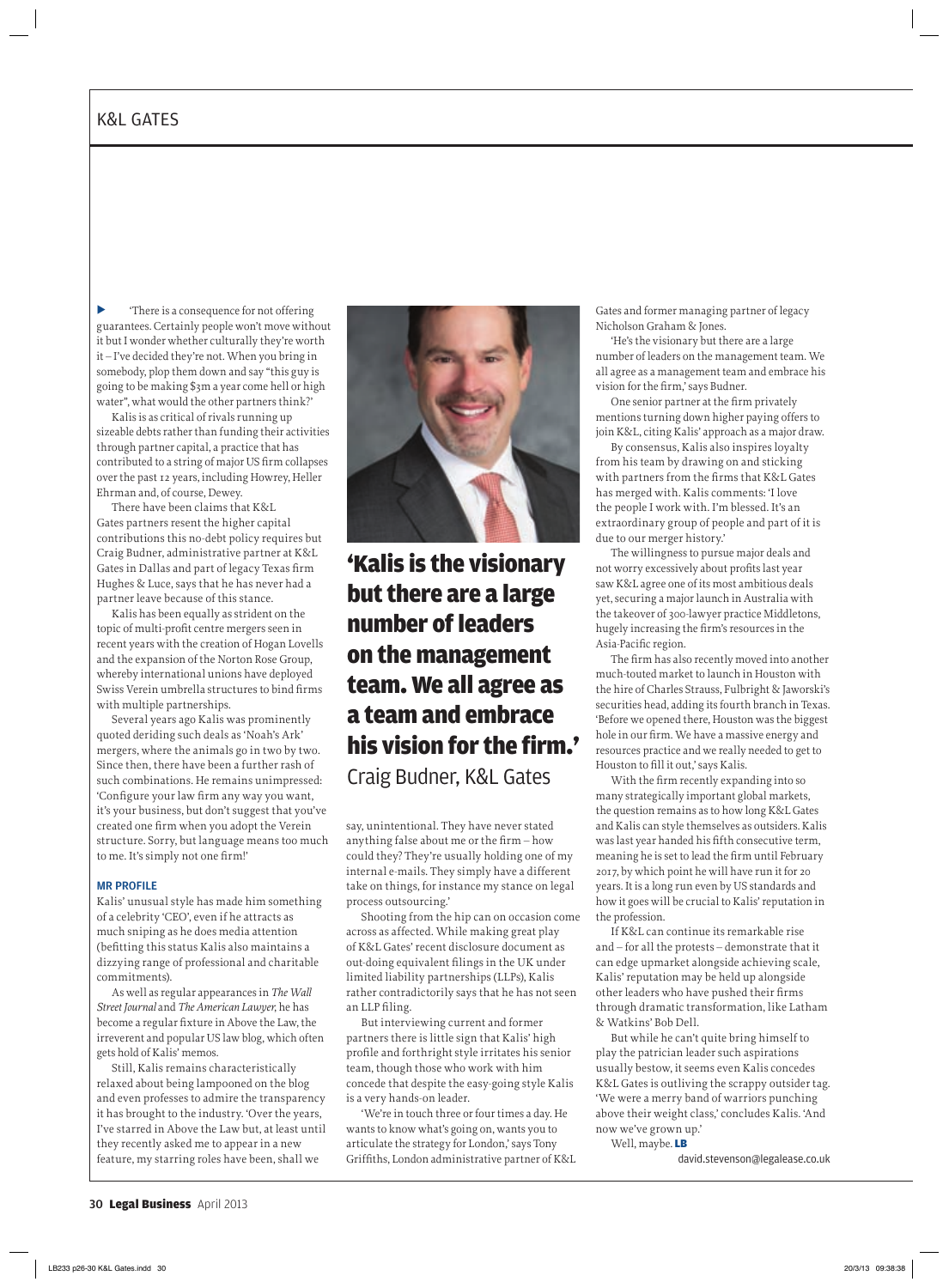'There is a consequence for not offering guarantees. Certainly people won't move without it but I wonder whether culturally they're worth it – I've decided they're not. When you bring in somebody, plop them down and say "this guy is going to be making $3m a year come hell or high water", what would the other partners think?'

Kalis is as critical of rivals running up sizeable debts rather than funding their activities through partner capital, a practice that has contributed to a string of major US firm collapses over the past 12 years, including Howrey, Heller Ehrman and, of course, Dewey.

There have been claims that K&L Gates partners resent the higher capital contributions this no-debt policy requires but Craig Budner, administrative partner at K&L Gates in Dallas and part of legacy Texas firm Hughes & Luce, says that he has never had a partner leave because of this stance.

Kalis has been equally as strident on the topic of multi-profit centre mergers seen in recent years with the creation of Hogan Lovells and the expansion of the Norton Rose Group, whereby international unions have deployed Swiss Verein umbrella structures to bind firms with multiple partnerships.

Several years ago Kalis was prominently quoted deriding such deals as 'Noah's Ark' mergers, where the animals go in two by two. Since then, there have been a further rash of such combinations. He remains unimpressed: 'Configure your law firm any way you want, it's your business, but don't suggest that you've created one firm when you adopt the Verein structure. Sorry, but language means too much to me. It's simply not one firm!'

### MR PROFILE

Kalis' unusual style has made him something of a celebrity 'CEO', even if he attracts as much sniping as he does media attention (befitting this status Kalis also maintains a dizzying range of professional and charitable commitments).

As well as regular appearances in *The Wall Street Journal* and *The American Lawyer*, he has become a regular fixture in Above the Law, the irreverent and popular US law blog, which often gets hold of Kalis' memos.

Still, Kalis remains characteristically relaxed about being lampooned on the blog and even professes to admire the transparency it has brought to the industry. 'Over the years, I've starred in Above the Law but, at least until they recently asked me to appear in a new feature, my starring roles have been, shall we say, unintentional. They have never stated anything false about me or the firm – how could they? They're usually holding one of my internal e-mails. They simply have a different take on things, for instance my stance on legal process outsourcing.'

**'Kalis is the visionary but there are a large number of leaders on the management team. We all agree as a team and embrace his vision for the firm.'**
Craig Budner, K&L Gates

Shooting from the hip can on occasion come across as affected. While making great play of K&L Gates' recent disclosure document as out-doing equivalent filings in the UK under limited liability partnerships (LLPs), Kalis rather contradictorily says that he has not seen an LLP filing.

But interviewing current and former partners there is little sign that Kalis' high profile and forthright style irritates his senior team, though those who work with him concede that despite the easy-going style Kalis is a very hands-on leader.

'We're in touch three or four times a day. He wants to know what's going on, wants you to articulate the strategy for London,' says Tony Griffiths, London administrative partner of K&L Gates and former managing partner of legacy Nicholson Graham & Jones.

'He's the visionary but there are a large number of leaders on the management team. We all agree as a management team and embrace his vision for the firm,' says Budner.

One senior partner at the firm privately mentions turning down higher paying offers to join K&L, citing Kalis' approach as a major draw.

By consensus, Kalis also inspires loyalty from his team by drawing on and sticking with partners from the firms that K&L Gates has merged with. Kalis comments: 'I love the people I work with. I'm blessed. It's an extraordinary group of people and part of it is due to our merger history.'

The willingness to pursue major deals and not worry excessively about profits last year saw K&L agree one of its most ambitious deals yet, securing a major launch in Australia with the takeover of 300-lawyer practice Middletons, hugely increasing the firm's resources in the Asia-Pacific region.

The firm has also recently moved into another much-touted market to launch in Houston with the hire of Charles Strauss, Fulbright & Jaworski's securities head, adding its fourth branch in Texas. 'Before we opened there, Houston was the biggest hole in our firm. We have a massive energy and resources practice and we really needed to get to Houston to fill it out,' says Kalis.

With the firm recently expanding into so many strategically important global markets, the question remains as to how long K&L Gates and Kalis can style themselves as outsiders. Kalis was last year handed his fifth consecutive term, meaning he is set to lead the firm until February 2017, by which point he will have run it for 20 years. It is a long run even by US standards and how it goes will be crucial to Kalis' reputation in the profession.

If K&L can continue its remarkable rise and – for all the protests – demonstrate that it can edge upmarket alongside achieving scale, Kalis' reputation may be held up alongside other leaders who have pushed their firms through dramatic transformation, like Latham & Watkins' Bob Dell.

But while he can't quite bring himself to play the patrician leader such aspirations usually bestow, it seems even Kalis concedes K&L Gates is outliving the scrappy outsider tag. 'We were a merry band of warriors punching above their weight class,' concludes Kalis. 'And now we've grown up.'

Well, maybe. **LB**

david.stevenson@legalease.co.uk